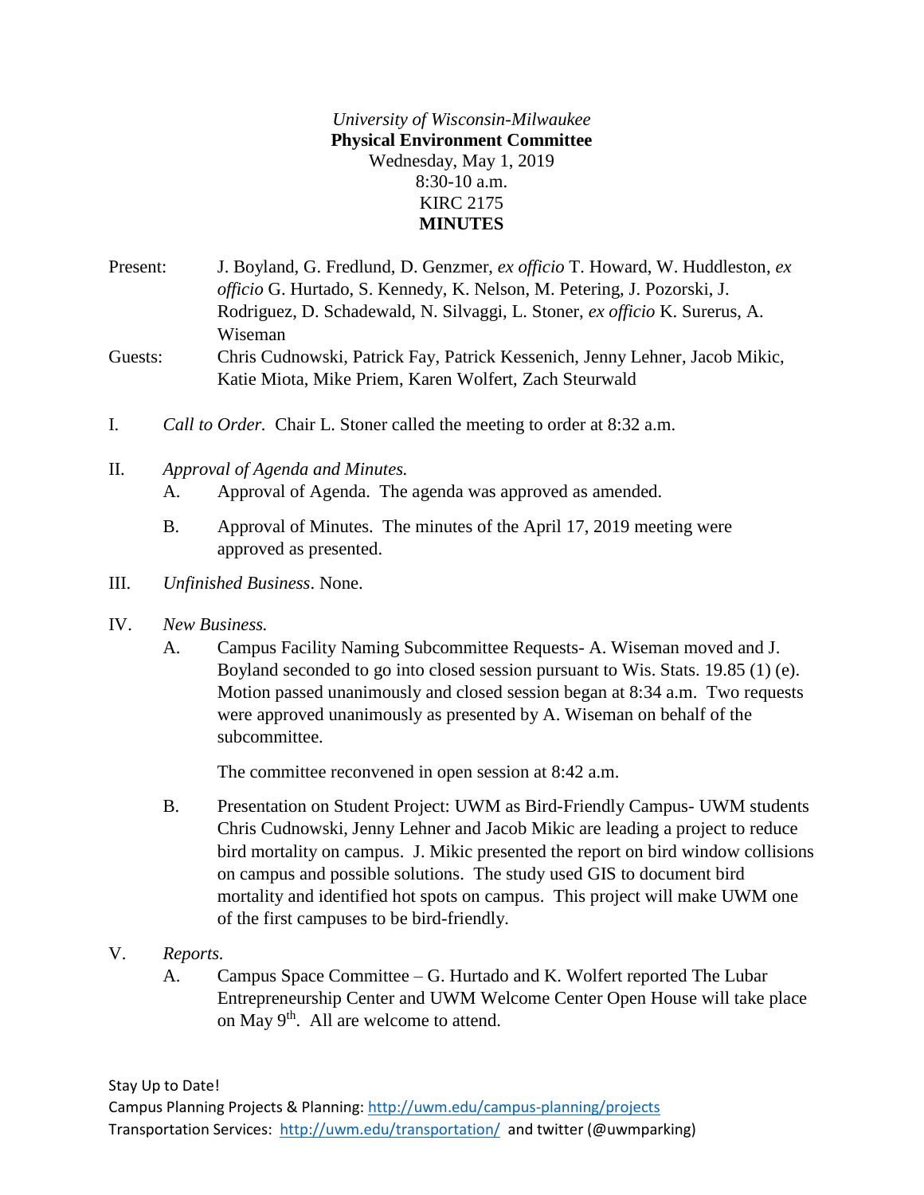*University of Wisconsin-Milwaukee*

**Physical Environment Committee**

Wednesday, May 1, 2019

8:30-10 a.m.

KIRC 2175

**MINUTES**

Present: J. Boyland, G. Fredlund, D. Genzmer, *ex officio* T. Howard, W. Huddleston, *ex officio* G. Hurtado, S. Kennedy, K. Nelson, M. Petering, J. Pozorski, J. Rodriguez, D. Schadewald, N. Silvaggi, L. Stoner, *ex officio* K. Surerus, A. Wiseman

Guests: Chris Cudnowski, Patrick Fay, Patrick Kessenich, Jenny Lehner, Jacob Mikic, Katie Miota, Mike Priem, Karen Wolfert, Zach Steurwald

I. *Call to Order.* Chair L. Stoner called the meeting to order at 8:32 a.m.

II. *Approval of Agenda and Minutes.*

A. Approval of Agenda. The agenda was approved as amended.

B. Approval of Minutes. The minutes of the April 17, 2019 meeting were approved as presented.

III. *Unfinished Business*. None.

IV. *New Business.*

A. Campus Facility Naming Subcommittee Requests- A. Wiseman moved and J. Boyland seconded to go into closed session pursuant to Wis. Stats. 19.85 (1) (e). Motion passed unanimously and closed session began at 8:34 a.m. Two requests were approved unanimously as presented by A. Wiseman on behalf of the subcommittee.

The committee reconvened in open session at 8:42 a.m.

B. Presentation on Student Project: UWM as Bird-Friendly Campus- UWM students Chris Cudnowski, Jenny Lehner and Jacob Mikic are leading a project to reduce bird mortality on campus. J. Mikic presented the report on bird window collisions on campus and possible solutions. The study used GIS to document bird mortality and identified hot spots on campus. This project will make UWM one of the first campuses to be bird-friendly.

V. *Reports.*

A. Campus Space Committee – G. Hurtado and K. Wolfert reported The Lubar Entrepreneurship Center and UWM Welcome Center Open House will take place on May 9th. All are welcome to attend.

Stay Up to Date!

Campus Planning Projects & Planning: http://uwm.edu/campus-planning/projects

Transportation Services: http://uwm.edu/transportation/ and twitter (@uwmparking)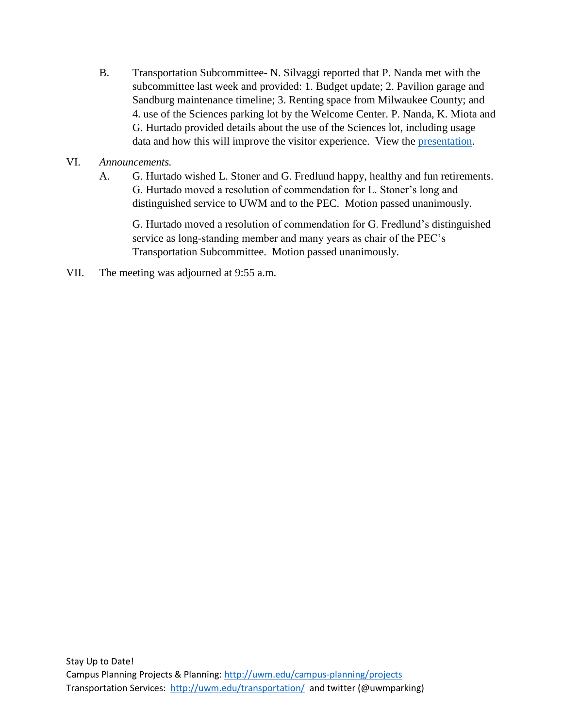B. Transportation Subcommittee- N. Silvaggi reported that P. Nanda met with the subcommittee last week and provided: 1. Budget update; 2. Pavilion garage and Sandburg maintenance timeline; 3. Renting space from Milwaukee County; and 4. use of the Sciences parking lot by the Welcome Center. P. Nanda, K. Miota and G. Hurtado provided details about the use of the Sciences lot, including usage data and how this will improve the visitor experience. View the presentation.

VI. *Announcements.*

A. G. Hurtado wished L. Stoner and G. Fredlund happy, healthy and fun retirements. G. Hurtado moved a resolution of commendation for L. Stoner's long and distinguished service to UWM and to the PEC. Motion passed unanimously.

G. Hurtado moved a resolution of commendation for G. Fredlund's distinguished service as long-standing member and many years as chair of the PEC's Transportation Subcommittee. Motion passed unanimously.

VII. The meeting was adjourned at 9:55 a.m.

Stay Up to Date!

Campus Planning Projects & Planning: http://uwm.edu/campus-planning/projects

Transportation Services: http://uwm.edu/transportation/ and twitter (@uwmparking)